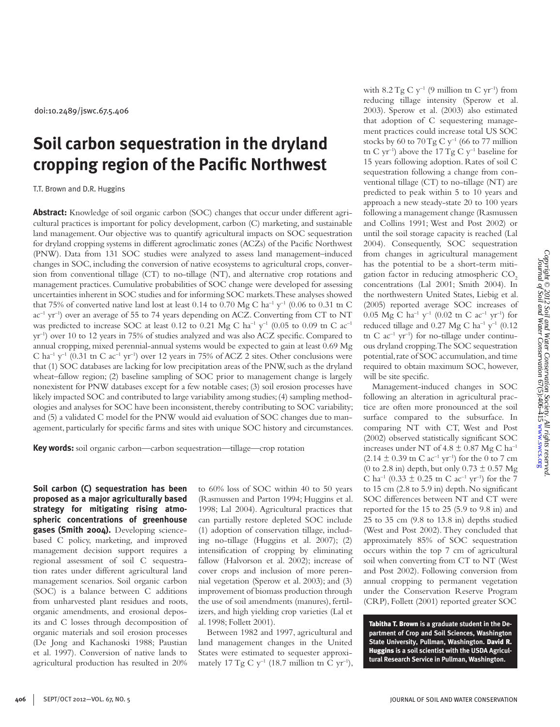doi:10.2489/jswc.67.5.406

# Soil carbon sequestration in the dryland cropping region of the Pacific Northwest

T.T. Brown and D.R. Huggins

**Abstract:** Knowledge of soil organic carbon (SOC) changes that occur under different agricultural practices is important for policy development, carbon (C) marketing, and sustainable land management. Our objective was to quantify agricultural impacts on SOC sequestration for dryland cropping systems in different agroclimatic zones (ACZs) of the Pacific Northwest (PNW). Data from 131 SOC studies were analyzed to assess land management–induced changes in SOC, including the conversion of native ecosystems to agricultural crops, conversion from conventional tillage (CT) to no-tillage (NT), and alternative crop rotations and management practices. Cumulative probabilities of SOC change were developed for assessing uncertainties inherent in SOC studies and for informing SOC markets. These analyses showed that 75% of converted native land lost at least 0.14 to 0.70 Mg C ha$^{-1}$ y$^{-1}$ (0.06 to 0.31 tn C ac$^{-1}$ yr$^{-1}$) over an average of 55 to 74 years depending on ACZ. Converting from CT to NT was predicted to increase SOC at least 0.12 to 0.21 Mg C ha$^{-1}$ y$^{-1}$ (0.05 to 0.09 tn C ac$^{-1}$ yr$^{-1}$) over 10 to 12 years in 75% of studies analyzed and was also ACZ specific. Compared to annual cropping, mixed perennial-annual systems would be expected to gain at least 0.69 Mg C ha$^{-1}$ y$^{-1}$ (0.31 tn C ac$^{-1}$ yr$^{-1}$) over 12 years in 75% of ACZ 2 sites. Other conclusions were that (1) SOC databases are lacking for low precipitation areas of the PNW, such as the dryland wheat–fallow region; (2) baseline sampling of SOC prior to management change is largely nonexistent for PNW databases except for a few notable cases; (3) soil erosion processes have likely impacted SOC and contributed to large variability among studies; (4) sampling methodologies and analyses for SOC have been inconsistent, thereby contributing to SOC variability; and (5) a validated C model for the PNW would aid evaluation of SOC changes due to management, particularly for specific farms and sites with unique SOC history and circumstances.

**Key words:** soil organic carbon—carbon sequestration—tillage—crop rotation

**Soil carbon (C) sequestration has been proposed as a major agriculturally based strategy for mitigating rising atmospheric concentrations of greenhouse gases (Smith 2004).** Developing science-based C policy, marketing, and improved management decision support requires a regional assessment of soil C sequestration rates under different agricultural land management scenarios. Soil organic carbon (SOC) is a balance between C additions from unharvested plant residues and roots, organic amendments, and erosional deposits and C losses through decomposition of organic materials and soil erosion processes (De Jong and Kachanoski 1988; Paustian et al. 1997). Conversion of native lands to agricultural production has resulted in 20% to 60% loss of SOC within 40 to 50 years (Rasmussen and Parton 1994; Huggins et al. 1998; Lal 2004). Agricultural practices that can partially restore depleted SOC include (1) adoption of conservation tillage, including no-tillage (Huggins et al. 2007); (2) intensification of cropping by eliminating fallow (Halvorson et al. 2002); increase of cover crops and inclusion of more perennial vegetation (Sperow et al. 2003); and (3) improvement of biomass production through the use of soil amendments (manures), fertilizers, and high yielding crop varieties (Lal et al. 1998; Follett 2001).

Between 1982 and 1997, agricultural and land management changes in the United States were estimated to sequester approximately 17 Tg C y$^{-1}$ (18.7 million tn C yr$^{-1}$), with 8.2 Tg C y$^{-1}$ (9 million tn C yr$^{-1}$) from reducing tillage intensity (Sperow et al. 2003). Sperow et al. (2003) also estimated that adoption of C sequestering management practices could increase total US SOC stocks by 60 to 70 Tg C y$^{-1}$ (66 to 77 million tn C yr$^{-1}$) above the 17 Tg C y$^{-1}$ baseline for 15 years following adoption. Rates of soil C sequestration following a change from conventional tillage (CT) to no-tillage (NT) are predicted to peak within 5 to 10 years and approach a new steady-state 20 to 100 years following a management change (Rasmussen and Collins 1991; West and Post 2002) or until the soil storage capacity is reached (Lal 2004). Consequently, SOC sequestration from changes in agricultural management has the potential to be a short-term mitigation factor in reducing atmospheric $CO_2$ concentrations (Lal 2001; Smith 2004). In the northwestern United States, Liebig et al. (2005) reported average SOC increases of 0.05 Mg C ha$^{-1}$ y$^{-1}$ (0.02 tn C ac$^{-1}$ yr$^{-1}$) for reduced tillage and 0.27 Mg C ha$^{-1}$ y$^{-1}$ (0.12 tn C ac$^{-1}$ yr$^{-1}$) for no-tillage under continuous dryland cropping. The SOC sequestration potential, rate of SOC accumulation, and time required to obtain maximum SOC, however, will be site specific.

Management-induced changes in SOC following an alteration in agricultural practice are often more pronounced at the soil surface compared to the subsurface. In comparing NT with CT, West and Post (2002) observed statistically significant SOC increases under NT of 4.8 ± 0.87 Mg C ha$^{-1}$ (2.14 ± 0.39 tn C ac$^{-1}$ yr$^{-1}$) for the 0 to 7 cm (0 to 2.8 in) depth, but only 0.73 ± 0.57 Mg C ha$^{-1}$ (0.33 ± 0.25 tn C ac$^{-1}$ yr$^{-1}$) for the 7 to 15 cm (2.8 to 5.9 in) depth. No significant SOC differences between NT and CT were reported for the 15 to 25 (5.9 to 9.8 in) and 25 to 35 cm (9.8 to 13.8 in) depths studied (West and Post 2002). They concluded that approximately 85% of SOC sequestration occurs within the top 7 cm of agricultural soil when converting from CT to NT (West and Post 2002). Following conversion from annual cropping to permanent vegetation under the Conservation Reserve Program (CRP), Follett (2001) reported greater SOC

**Tabitha T. Brown** is a graduate student in the Department of Crop and Soil Sciences, Washington State University, Pullman, Washington. **David R. Huggins** is a soil scientist with the USDA Agricultural Research Service in Pullman, Washington.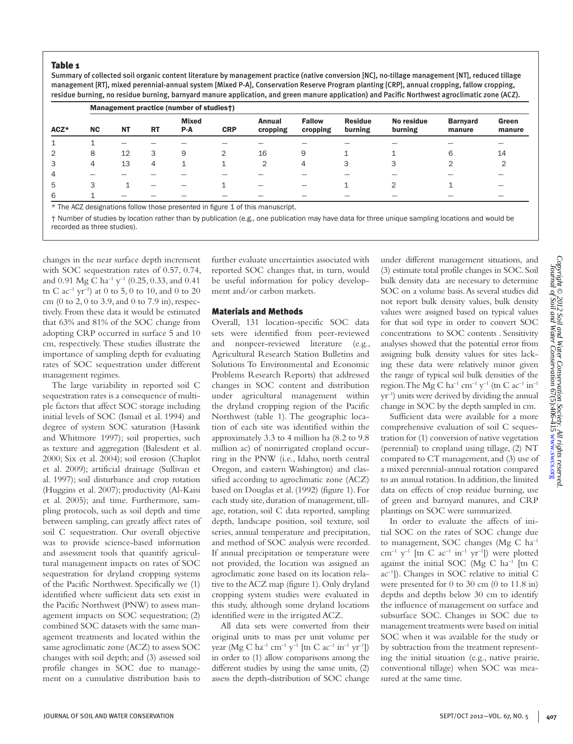**Table 1**

Summary of collected soil organic content literature by management practice (native conversion [NC], no-tillage management [NT], reduced tillage management [RT], mixed perennial-annual system [Mixed P-A], Conservation Reserve Program planting [CRP], annual cropping, fallow cropping, residue burning, no residue burning, barnyard manure application, and green manure application) and Pacific Northwest agroclimatic zone (ACZ).

| | Management practice (number of studies†) | | | | | | | | | | |
|---|---|---|---|---|---|---|---|---|---|---|---|
| ACZ* | NC | NT | RT | Mixed P-A | CRP | Annual cropping | Fallow cropping | Residue burning | No residue burning | Barnyard manure | Green manure |
| 1 | 1 | — | — | — | — | — | — | — | — | — | — |
| 2 | 8 | 12 | 3 | 9 | 2 | 16 | 9 | 1 | 1 | 6 | 14 |
| 3 | 4 | 13 | 4 | 1 | 1 | 2 | 4 | 3 | 3 | 2 | 2 |
| 4 | — | — | — | — | — | — | — | — | — | — | — |
| 5 | 3 | 1 | — | — | 1 | — | — | 1 | 2 | 1 | — |
| 6 | 1 | — | — | — | — | — | — | — | — | — | — |

\* The ACZ designations follow those presented in figure 1 of this manuscript.

† Number of studies by location rather than by publication (e.g., one publication may have data for three unique sampling locations and would be recorded as three studies).

changes in the near surface depth increment with SOC sequestration rates of 0.57, 0.74, and 0.91 Mg C $ha^{-1}$ $y^{-1}$ (0.25, 0.33, and 0.41 tn C $ac^{-1}$ $yr^{-1}$) at 0 to 5, 0 to 10, and 0 to 20 cm (0 to 2, 0 to 3.9, and 0 to 7.9 in), respectively. From these data it would be estimated that 63% and 81% of the SOC change from adopting CRP occurred in surface 5 and 10 cm, respectively. These studies illustrate the importance of sampling depth for evaluating rates of SOC sequestration under different management regimes.

The large variability in reported soil C sequestration rates is a consequence of multiple factors that affect SOC storage including initial levels of SOC (Ismail et al. 1994) and degree of system SOC saturation (Hassink and Whitmore 1997); soil properties, such as texture and aggregation (Balesdent et al. 2000; Six et al. 2004); soil erosion (Chaplot et al. 2009); artificial drainage (Sullivan et al. 1997); soil disturbance and crop rotation (Huggins et al. 2007); productivity (Al-Kaisi et al. 2005); and time. Furthermore, sampling protocols, such as soil depth and time between sampling, can greatly affect rates of soil C sequestration. Our overall objective was to provide science-based information and assessment tools that quantify agricultural management impacts on rates of SOC sequestration for dryland cropping systems of the Pacific Northwest. Specifically we (1) identified where sufficient data sets exist in the Pacific Northwest (PNW) to assess management impacts on SOC sequestration; (2) combined SOC datasets with the same management treatments and located within the same agroclimatic zone (ACZ) to assess SOC changes with soil depth; and (3) assessed soil profile changes in SOC due to management on a cumulative distribution basis to further evaluate uncertainties associated with reported SOC changes that, in turn, would be useful information for policy development and/or carbon markets.

## Materials and Methods

Overall, 131 location-specific SOC data sets were identified from peer-reviewed and nonpeer-reviewed literature (e.g., Agricultural Research Station Bulletins and Solutions To Environmental and Economic Problems Research Reports) that addressed changes in SOC content and distribution under agricultural management within the dryland cropping region of the Pacific Northwest (table 1). The geographic location of each site was identified within the approximately 3.3 to 4 million ha (8.2 to 9.8 million ac) of nonirrigated cropland occurring in the PNW (i.e., Idaho, north central Oregon, and eastern Washington) and classified according to agroclimatic zone (ACZ) based on Douglas et al. (1992) (figure 1). For each study site, duration of management, tillage, rotation, soil C data reported, sampling depth, landscape position, soil texture, soil series, annual temperature and precipitation, and method of SOC analysis were recorded. If annual precipitation or temperature were not provided, the location was assigned an agroclimatic zone based on its location relative to the ACZ map (figure 1). Only dryland cropping system studies were evaluated in this study, although some dryland locations identified were in the irrigated ACZ.

All data sets were converted from their original units to mass per unit volume per year (Mg C $ha^{-1}$ $cm^{-1}$ $y^{-1}$ [tn C $ac^{-1}$ $in^{-1}$ $yr^{-1}$]) in order to (1) allow comparisons among the different studies by using the same units, (2) assess the depth-distribution of SOC change under different management situations, and (3) estimate total profile changes in SOC. Soil bulk density data are necessary to determine SOC on a volume basis. As several studies did not report bulk density values, bulk density values were assigned based on typical values for that soil type in order to convert SOC concentrations to SOC contents . Sensitivity analyses showed that the potential error from assigning bulk density values for sites lacking these data were relatively minor given the range of typical soil bulk densities of the region. The Mg C $ha^{-1}$ $cm^{-1}$ $y^{-1}$ (tn C $ac^{-1}$ $in^{-1}$ $yr^{-1}$) units were derived by dividing the annual change in SOC by the depth sampled in cm.

Sufficient data were available for a more comprehensive evaluation of soil C sequestration for (1) conversion of native vegetation (perennial) to cropland using tillage, (2) NT compared to CT management, and (3) use of a mixed perennial-annual rotation compared to an annual rotation. In addition, the limited data on effects of crop residue burning, use of green and barnyard manures, and CRP plantings on SOC were summarized.

In order to evaluate the affects of initial SOC on the rates of SOC change due to management, SOC changes (Mg C $ha^{-1}$ $cm^{-1}$ $y^{-1}$ [tn C $ac^{-1}$ $in^{-1}$ $yr^{-1}$]) were plotted against the initial SOC (Mg C $ha^{-1}$ [tn C $ac^{-1}$]). Changes in SOC relative to initial C were presented for 0 to 30 cm (0 to 11.8 in) depths and depths below 30 cm to identify the influence of management on surface and subsurface SOC. Changes in SOC due to management treatments were based on initial SOC when it was available for the study or by subtraction from the treatment representing the initial situation (e.g., native prairie, conventional tillage) when SOC was measured at the same time.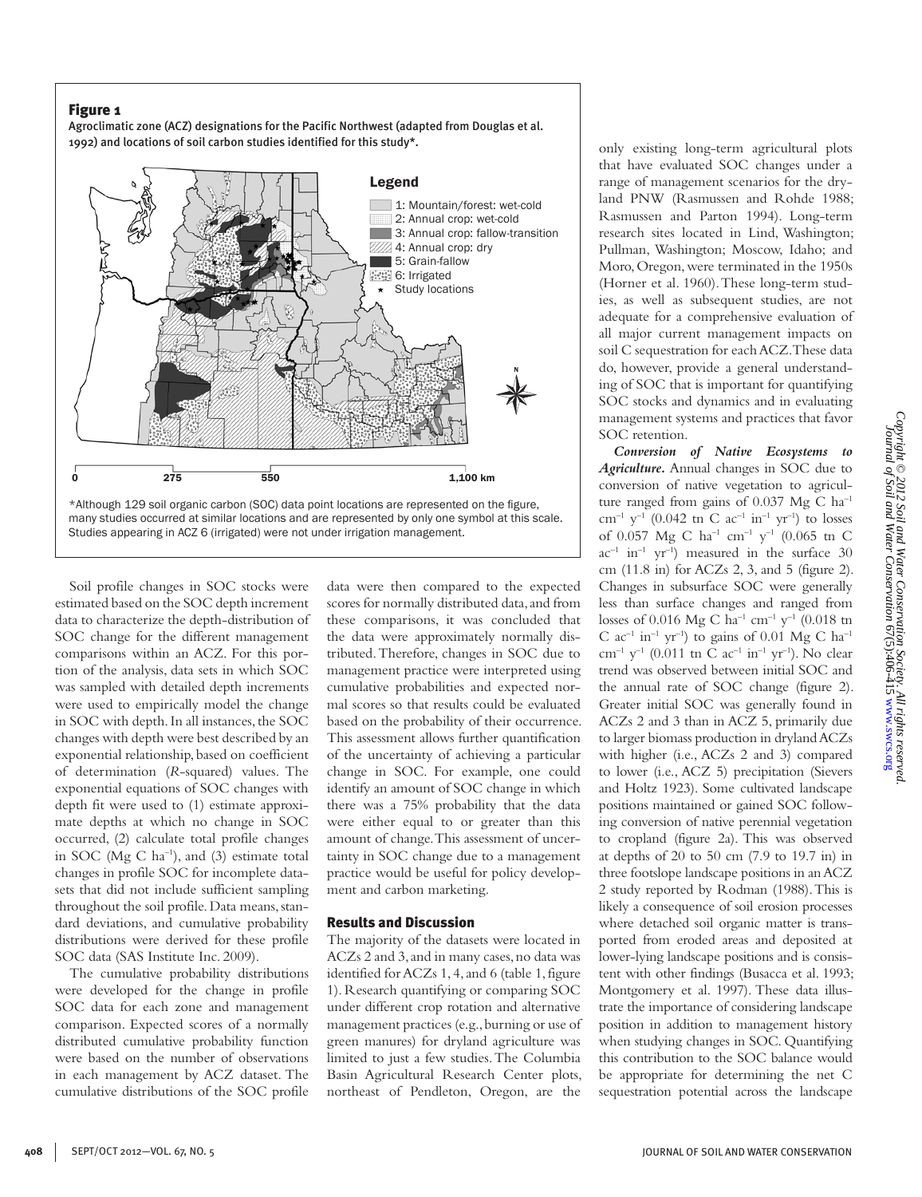## Figure 1

Agroclimatic zone (ACZ) designations for the Pacific Northwest (adapted from Douglas et al. 1992) and locations of soil carbon studies identified for this study*.

*Although 129 soil organic carbon (SOC) data point locations are represented on the figure, many studies occurred at similar locations and are represented by only one symbol at this scale. Studies appearing in ACZ 6 (irrigated) were not under irrigation management.

Soil profile changes in SOC stocks were estimated based on the SOC depth increment data to characterize the depth-distribution of SOC change for the different management comparisons within an ACZ. For this portion of the analysis, data sets in which SOC was sampled with detailed depth increments were used to empirically model the change in SOC with depth. In all instances, the SOC changes with depth were best described by an exponential relationship, based on coefficient of determination ($R$-squared) values. The exponential equations of SOC changes with depth fit were used to (1) estimate approximate depths at which no change in SOC occurred, (2) calculate total profile changes in SOC (Mg C $ha^{-1}$), and (3) estimate total changes in profile SOC for incomplete datasets that did not include sufficient sampling throughout the soil profile. Data means, standard deviations, and cumulative probability distributions were derived for these profile SOC data (SAS Institute Inc. 2009).

The cumulative probability distributions were developed for the change in profile SOC data for each zone and management comparison. Expected scores of a normally distributed cumulative probability function were based on the number of observations in each management by ACZ dataset. The cumulative distributions of the SOC profile data were then compared to the expected scores for normally distributed data, and from these comparisons, it was concluded that the data were approximately normally distributed. Therefore, changes in SOC due to management practice were interpreted using cumulative probabilities and expected normal scores so that results could be evaluated based on the probability of their occurrence. This assessment allows further quantification of the uncertainty of achieving a particular change in SOC. For example, one could identify an amount of SOC change in which there was a 75% probability that the data were either equal to or greater than this amount of change. This assessment of uncertainty in SOC change due to a management practice would be useful for policy development and carbon marketing.

## Results and Discussion

The majority of the datasets were located in ACZs 2 and 3, and in many cases, no data was identified for ACZs 1, 4, and 6 (table 1, figure 1). Research quantifying or comparing SOC under different crop rotation and alternative management practices (e.g., burning or use of green manures) for dryland agriculture was limited to just a few studies. The Columbia Basin Agricultural Research Center plots, northeast of Pendleton, Oregon, are the only existing long-term agricultural plots that have evaluated SOC changes under a range of management scenarios for the dryland PNW (Rasmussen and Rohde 1988; Rasmussen and Parton 1994). Long-term research sites located in Lind, Washington; Pullman, Washington; Moscow, Idaho; and Moro, Oregon, were terminated in the 1950s (Horner et al. 1960). These long-term studies, as well as subsequent studies, are not adequate for a comprehensive evaluation of all major current management impacts on soil C sequestration for each ACZ. These data do, however, provide a general understanding of SOC that is important for quantifying SOC stocks and dynamics and in evaluating management systems and practices that favor SOC retention.

***Conversion of Native Ecosystems to Agriculture.*** Annual changes in SOC due to conversion of native vegetation to agriculture ranged from gains of 0.037 Mg C $ha^{-1}$ $cm^{-1}$ $y^{-1}$ (0.042 tn C $ac^{-1}$ $in^{-1}$ $yr^{-1}$) to losses of 0.057 Mg C $ha^{-1}$ $cm^{-1}$ $y^{-1}$ (0.065 tn C $ac^{-1}$ $in^{-1}$ $yr^{-1}$) measured in the surface 30 cm (11.8 in) for ACZs 2, 3, and 5 (figure 2). Changes in subsurface SOC were generally less than surface changes and ranged from losses of 0.016 Mg C $ha^{-1}$ $cm^{-1}$ $y^{-1}$ (0.018 tn C $ac^{-1}$ $in^{-1}$ $yr^{-1}$) to gains of 0.01 Mg C $ha^{-1}$ $cm^{-1}$ $y^{-1}$ (0.011 tn C $ac^{-1}$ $in^{-1}$ $yr^{-1}$). No clear trend was observed between initial SOC and the annual rate of SOC change (figure 2). Greater initial SOC was generally found in ACZs 2 and 3 than in ACZ 5, primarily due to larger biomass production in dryland ACZs with higher (i.e., ACZs 2 and 3) compared to lower (i.e., ACZ 5) precipitation (Sievers and Holtz 1923). Some cultivated landscape positions maintained or gained SOC following conversion of native perennial vegetation to cropland (figure 2a). This was observed at depths of 20 to 50 cm (7.9 to 19.7 in) in three footslope landscape positions in an ACZ 2 study reported by Rodman (1988). This is likely a consequence of soil erosion processes where detached soil organic matter is transported from eroded areas and deposited at lower-lying landscape positions and is consistent with other findings (Busacca et al. 1993; Montgomery et al. 1997). These data illustrate the importance of considering landscape position in addition to management history when studying changes in SOC. Quantifying this contribution to the SOC balance would be appropriate for determining the net C sequestration potential across the landscape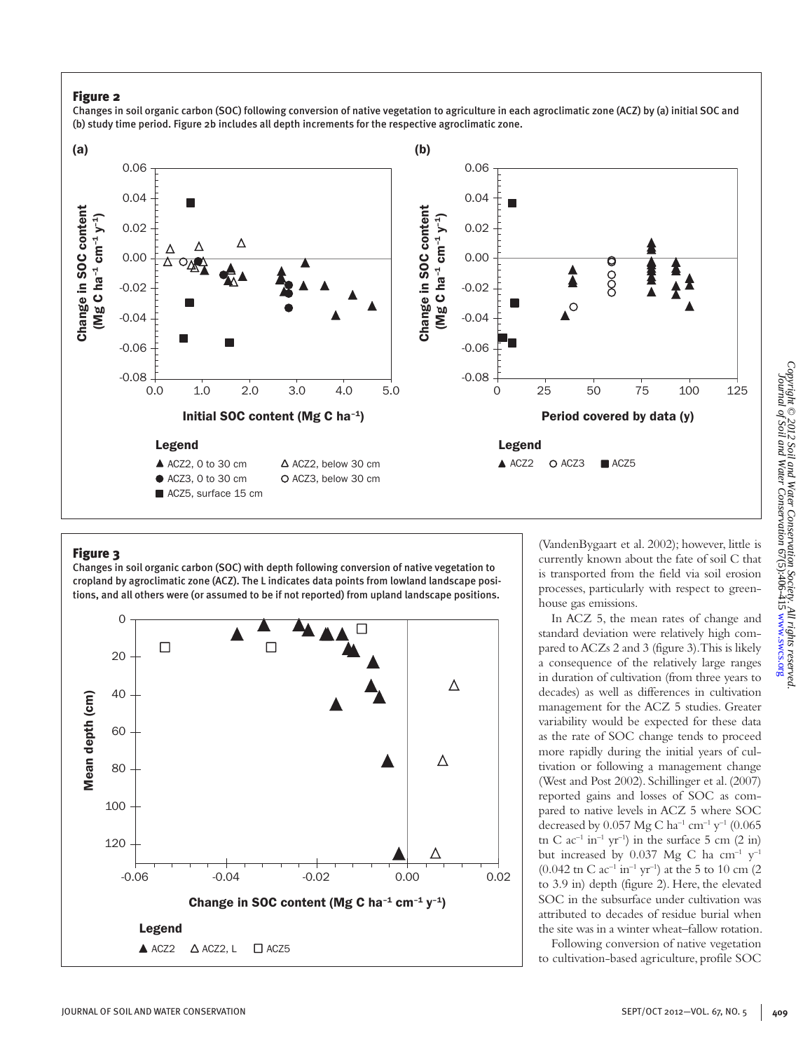**Figure 2**

Changes in soil organic carbon (SOC) following conversion of native vegetation to agriculture in each agroclimatic zone (ACZ) by (a) initial SOC and (b) study time period. Figure 2b includes all depth increments for the respective agroclimatic zone.

**Figure 3**

Changes in soil organic carbon (SOC) with depth following conversion of native vegetation to cropland by agroclimatic zone (ACZ). The L indicates data points from lowland landscape positions, and all others were (or assumed to be if not reported) from upland landscape positions.

(VandenBygaart et al. 2002); however, little is currently known about the fate of soil C that is transported from the field via soil erosion processes, particularly with respect to greenhouse gas emissions.

In ACZ 5, the mean rates of change and standard deviation were relatively high compared to ACZs 2 and 3 (figure 3). This is likely a consequence of the relatively large ranges in duration of cultivation (from three years to decades) as well as differences in cultivation management for the ACZ 5 studies. Greater variability would be expected for these data as the rate of SOC change tends to proceed more rapidly during the initial years of cultivation or following a management change (West and Post 2002). Schillinger et al. (2007) reported gains and losses of SOC as compared to native levels in ACZ 5 where SOC decreased by 0.057 Mg C $ha^{-1}$ $cm^{-1}$ $y^{-1}$ (0.065 tn C $ac^{-1}$ $in^{-1}$ $yr^{-1}$) in the surface 5 cm (2 in) but increased by 0.037 Mg C ha $cm^{-1}$ $y^{-1}$ (0.042 tn C $ac^{-1}$ $in^{-1}$ $yr^{-1}$) at the 5 to 10 cm (2 to 3.9 in) depth (figure 2). Here, the elevated SOC in the subsurface under cultivation was attributed to decades of residue burial when the site was in a winter wheat–fallow rotation.

Following conversion of native vegetation to cultivation-based agriculture, profile SOC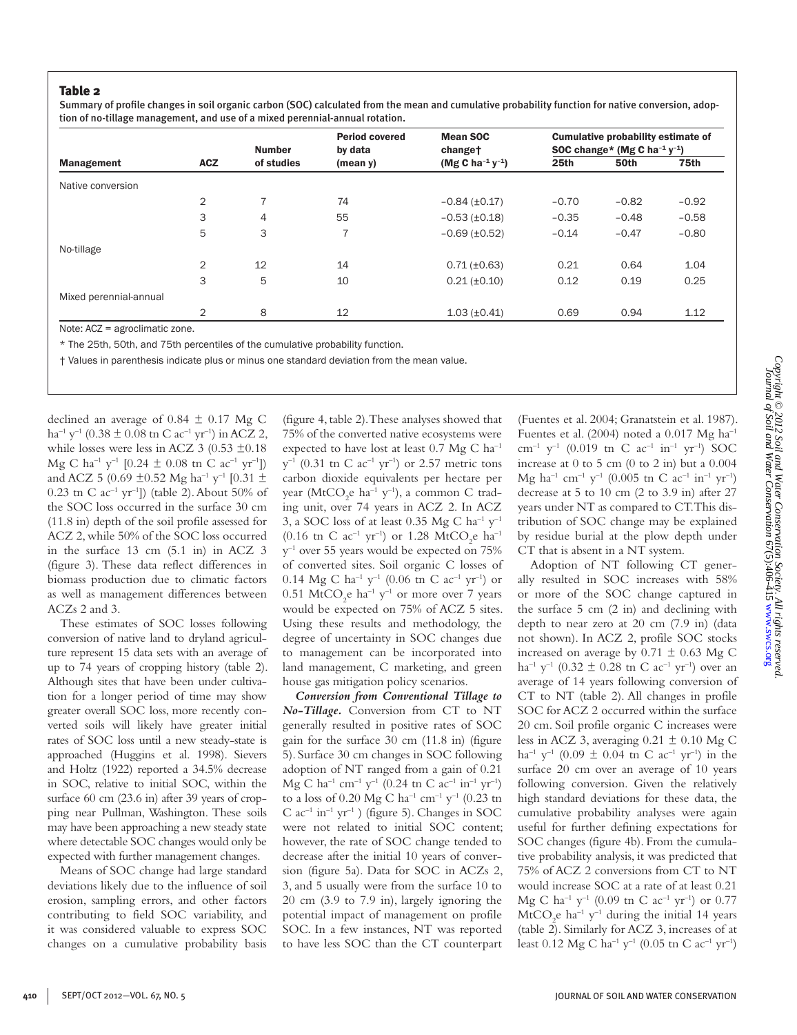### Table 2

Summary of profile changes in soil organic carbon (SOC) calculated from the mean and cumulative probability function for native conversion, adoption of no-tillage management, and use of a mixed perennial-annual rotation.

| Management | ACZ | Number of studies | Period covered by data (mean y) | Mean SOC change† ($Mg\ C\ ha^{-1}\ y^{-1}$) | Cumulative probability estimate of SOC change* ($Mg\ C\ ha^{-1}\ y^{-1}$) | | |
|---|---|---|---|---|---|---|---|
| | | | | | 25th | 50th | 75th |
| Native conversion | | | | | | | |
| | 2 | 7 | 74 | −0.84 (±0.17) | −0.70 | −0.82 | −0.92 |
| | 3 | 4 | 55 | −0.53 (±0.18) | −0.35 | −0.48 | −0.58 |
| | 5 | 3 | 7 | −0.69 (±0.52) | −0.14 | −0.47 | −0.80 |
| No-tillage | | | | | | | |
| | 2 | 12 | 14 | 0.71 (±0.63) | 0.21 | 0.64 | 1.04 |
| | 3 | 5 | 10 | 0.21 (±0.10) | 0.12 | 0.19 | 0.25 |
| Mixed perennial-annual | | | | | | | |
| | 2 | 8 | 12 | 1.03 (±0.41) | 0.69 | 0.94 | 1.12 |

Note: ACZ = agroclimatic zone.

* The 25th, 50th, and 75th percentiles of the cumulative probability function.

† Values in parenthesis indicate plus or minus one standard deviation from the mean value.

declined an average of 0.84 ± 0.17 Mg C $ha^{-1}\ y^{-1}$ (0.38 ± 0.08 tn C $ac^{-1}\ yr^{-1}$) in ACZ 2, while losses were less in ACZ 3 (0.53 ±0.18 Mg C $ha^{-1}\ y^{-1}$ [0.24 ± 0.08 tn C $ac^{-1}\ yr^{-1}$]) and ACZ 5 (0.69 ±0.52 Mg $ha^{-1}\ y^{-1}$ [0.31 ± 0.23 tn C $ac^{-1}\ yr^{-1}$]) (table 2). About 50% of the SOC loss occurred in the surface 30 cm (11.8 in) depth of the soil profile assessed for ACZ 2, while 50% of the SOC loss occurred in the surface 13 cm (5.1 in) in ACZ 3 (figure 3). These data reflect differences in biomass production due to climatic factors as well as management differences between ACZs 2 and 3.

These estimates of SOC losses following conversion of native land to dryland agriculture represent 15 data sets with an average of up to 74 years of cropping history (table 2). Although sites that have been under cultivation for a longer period of time may show greater overall SOC loss, more recently converted soils will likely have greater initial rates of SOC loss until a new steady-state is approached (Huggins et al. 1998). Sievers and Holtz (1922) reported a 34.5% decrease in SOC, relative to initial SOC, within the surface 60 cm (23.6 in) after 39 years of cropping near Pullman, Washington. These soils may have been approaching a new steady state where detectable SOC changes would only be expected with further management changes.

Means of SOC change had large standard deviations likely due to the influence of soil erosion, sampling errors, and other factors contributing to field SOC variability, and it was considered valuable to express SOC changes on a cumulative probability basis (figure 4, table 2). These analyses showed that 75% of the converted native ecosystems were expected to have lost at least 0.7 Mg C $ha^{-1}\ y^{-1}$ (0.31 tn C $ac^{-1}\ yr^{-1}$) or 2.57 metric tons carbon dioxide equivalents per hectare per year ($MtCO_2e\ ha^{-1}\ y^{-1}$), a common C trading unit, over 74 years in ACZ 2. In ACZ 3, a SOC loss of at least 0.35 Mg C $ha^{-1}\ y^{-1}$ (0.16 tn C $ac^{-1}\ yr^{-1}$) or 1.28 $MtCO_2e\ ha^{-1}\ y^{-1}$ over 55 years would be expected on 75% of converted sites. Soil organic C losses of 0.14 Mg C $ha^{-1}\ y^{-1}$ (0.06 tn C $ac^{-1}\ yr^{-1}$) or 0.51 $MtCO_2e\ ha^{-1}\ y^{-1}$ or more over 7 years would be expected on 75% of ACZ 5 sites. Using these results and methodology, the degree of uncertainty in SOC changes due to management can be incorporated into land management, C marketing, and green house gas mitigation policy scenarios.

***Conversion from Conventional Tillage to No-Tillage.*** Conversion from CT to NT generally resulted in positive rates of SOC gain for the surface 30 cm (11.8 in) (figure 5). Surface 30 cm changes in SOC following adoption of NT ranged from a gain of 0.21 Mg C $ha^{-1}\ cm^{-1}\ y^{-1}$ (0.24 tn C $ac^{-1}\ in^{-1}\ yr^{-1}$) to a loss of 0.20 Mg C $ha^{-1}\ cm^{-1}\ y^{-1}$ (0.23 tn C $ac^{-1}\ in^{-1}\ yr^{-1}$ ) (figure 5). Changes in SOC were not related to initial SOC content; however, the rate of SOC change tended to decrease after the initial 10 years of conversion (figure 5a). Data for SOC in ACZs 2, 3, and 5 usually were from the surface 10 to 20 cm (3.9 to 7.9 in), largely ignoring the potential impact of management on profile SOC. In a few instances, NT was reported to have less SOC than the CT counterpart (Fuentes et al. 2004; Granatstein et al. 1987). Fuentes et al. (2004) noted a 0.017 Mg $ha^{-1}\ cm^{-1}\ y^{-1}$ (0.019 tn C $ac^{-1}\ in^{-1}\ yr^{-1}$) SOC increase at 0 to 5 cm (0 to 2 in) but a 0.004 Mg $ha^{-1}\ cm^{-1}\ y^{-1}$ (0.005 tn C $ac^{-1}\ in^{-1}\ yr^{-1}$) decrease at 5 to 10 cm (2 to 3.9 in) after 27 years under NT as compared to CT. This distribution of SOC change may be explained by residue burial at the plow depth under CT that is absent in a NT system.

Adoption of NT following CT generally resulted in SOC increases with 58% or more of the SOC change captured in the surface 5 cm (2 in) and declining with depth to near zero at 20 cm (7.9 in) (data not shown). In ACZ 2, profile SOC stocks increased on average by 0.71 ± 0.63 Mg C $ha^{-1}\ y^{-1}$ (0.32 ± 0.28 tn C $ac^{-1}\ yr^{-1}$) over an average of 14 years following conversion of CT to NT (table 2). All changes in profile SOC for ACZ 2 occurred within the surface 20 cm. Soil profile organic C increases were less in ACZ 3, averaging 0.21 ± 0.10 Mg C $ha^{-1}\ y^{-1}$ (0.09 ± 0.04 tn C $ac^{-1}\ yr^{-1}$) in the surface 20 cm over an average of 10 years following conversion. Given the relatively high standard deviations for these data, the cumulative probability analyses were again useful for further defining expectations for SOC changes (figure 4b). From the cumulative probability analysis, it was predicted that 75% of ACZ 2 conversions from CT to NT would increase SOC at a rate of at least 0.21 Mg C $ha^{-1}\ y^{-1}$ (0.09 tn C $ac^{-1}\ yr^{-1}$) or 0.77 $MtCO_2e\ ha^{-1}\ y^{-1}$ during the initial 14 years (table 2). Similarly for ACZ 3, increases of at least 0.12 Mg C $ha^{-1}\ y^{-1}$ (0.05 tn C $ac^{-1}\ yr^{-1}$)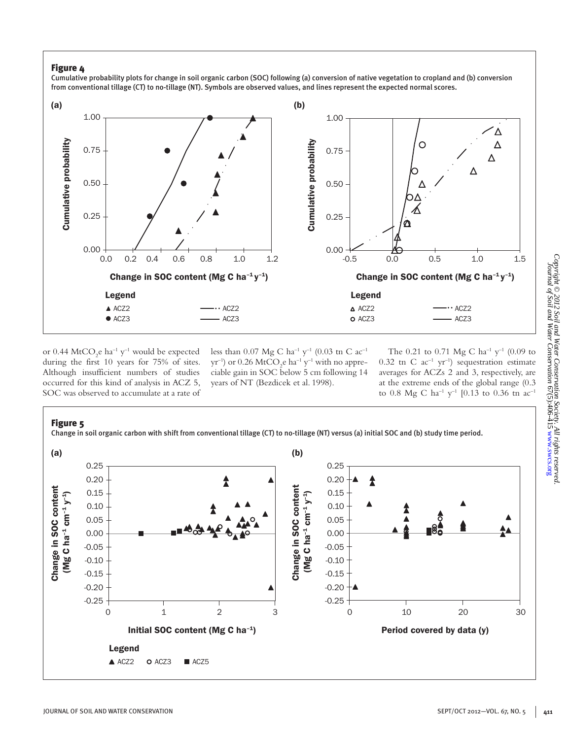**Figure 4**

Cumulative probability plots for change in soil organic carbon (SOC) following (a) conversion of native vegetation to cropland and (b) conversion from conventional tillage (CT) to no-tillage (NT). Symbols are observed values, and lines represent the expected normal scores.

or 0.44 $MtCO_2e$ $ha^{-1}$ $y^{-1}$ would be expected during the first 10 years for 75% of sites. Although insufficient numbers of studies occurred for this kind of analysis in ACZ 5, SOC was observed to accumulate at a rate of less than 0.07 Mg C $ha^{-1}$ $y^{-1}$ (0.03 tn C $ac^{-1}$ $yr^{-1}$) or 0.26 $MtCO_2e$ $ha^{-1}$ $y^{-1}$ with no appreciable gain in SOC below 5 cm following 14 years of NT (Bezdicek et al. 1998).

The 0.21 to 0.71 Mg C $ha^{-1}$ $y^{-1}$ (0.09 to 0.32 tn C $ac^{-1}$ $yr^{-1}$) sequestration estimate averages for ACZs 2 and 3, respectively, are at the extreme ends of the global range (0.3 to 0.8 Mg C $ha^{-1}$ $y^{-1}$ [0.13 to 0.36 tn $ac^{-1}$

**Figure 5**

Change in soil organic carbon with shift from conventional tillage (CT) to no-tillage (NT) versus (a) initial SOC and (b) study time period.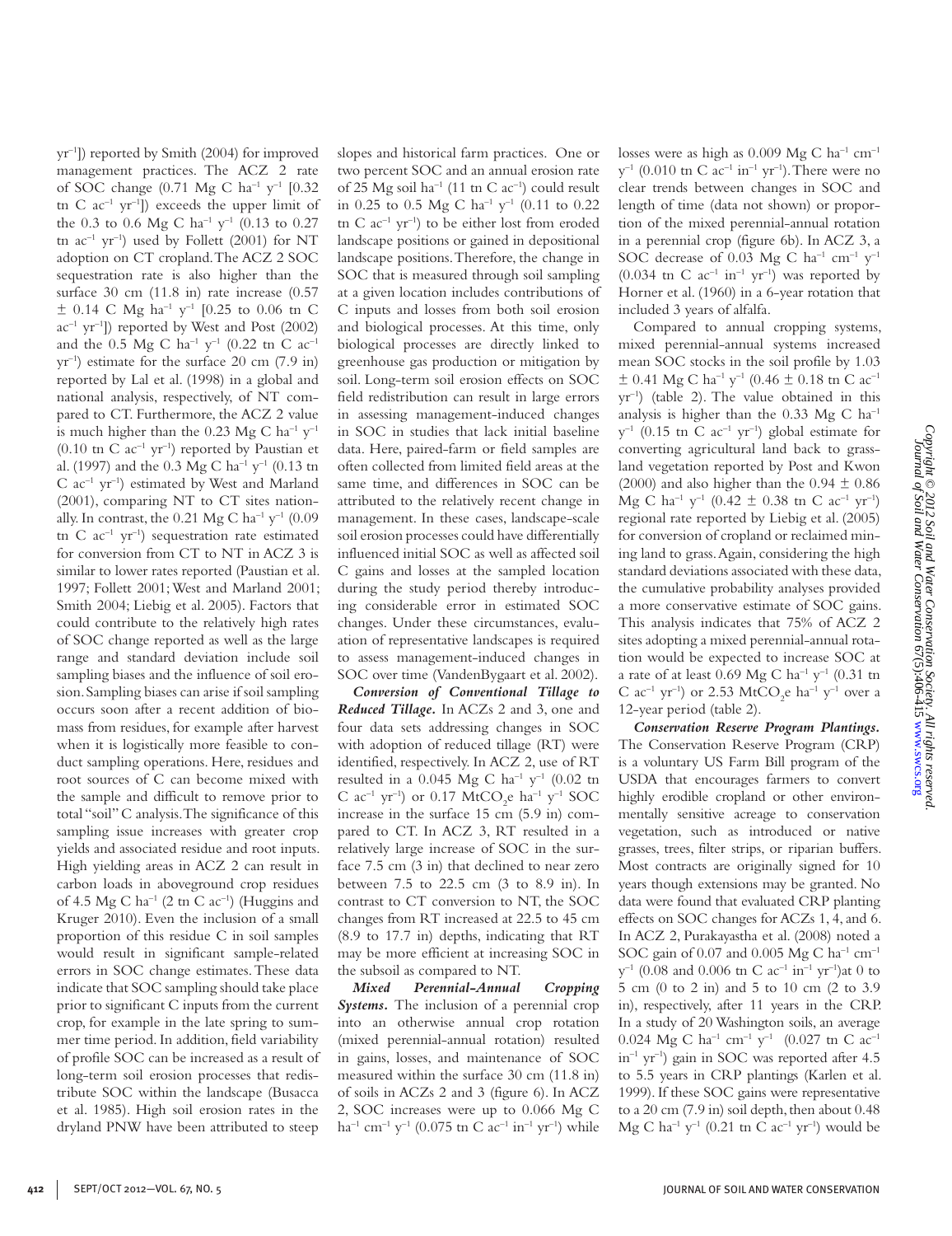$yr^{-1}$]) reported by Smith (2004) for improved management practices. The ACZ 2 rate of SOC change (0.71 Mg C $ha^{-1}$ $y^{-1}$ [0.32 tn C $ac^{-1}$ $yr^{-1}$]) exceeds the upper limit of the 0.3 to 0.6 Mg C $ha^{-1}$ $y^{-1}$ (0.13 to 0.27 tn $ac^{-1}$ $yr^{-1}$) used by Follett (2001) for NT adoption on CT cropland. The ACZ 2 SOC sequestration rate is also higher than the surface 30 cm (11.8 in) rate increase (0.57 ± 0.14 C Mg $ha^{-1}$ $y^{-1}$ [0.25 to 0.06 tn C $ac^{-1}$ $yr^{-1}$]) reported by West and Post (2002) and the 0.5 Mg C $ha^{-1}$ $y^{-1}$ (0.22 tn C $ac^{-1}$ $yr^{-1}$) estimate for the surface 20 cm (7.9 in) reported by Lal et al. (1998) in a global and national analysis, respectively, of NT compared to CT. Furthermore, the ACZ 2 value is much higher than the 0.23 Mg C $ha^{-1}$ $y^{-1}$ (0.10 tn C $ac^{-1}$ $yr^{-1}$) reported by Paustian et al. (1997) and the 0.3 Mg C $ha^{-1}$ $y^{-1}$ (0.13 tn C $ac^{-1}$ $yr^{-1}$) estimated by West and Marland (2001), comparing NT to CT sites nationally. In contrast, the 0.21 Mg C $ha^{-1}$ $y^{-1}$ (0.09 tn C $ac^{-1}$ $yr^{-1}$) sequestration rate estimated for conversion from CT to NT in ACZ 3 is similar to lower rates reported (Paustian et al. 1997; Follett 2001; West and Marland 2001; Smith 2004; Liebig et al. 2005). Factors that could contribute to the relatively high rates of SOC change reported as well as the large range and standard deviation include soil sampling biases and the influence of soil erosion. Sampling biases can arise if soil sampling occurs soon after a recent addition of biomass from residues, for example after harvest when it is logistically more feasible to conduct sampling operations. Here, residues and root sources of C can become mixed with the sample and difficult to remove prior to total "soil" C analysis. The significance of this sampling issue increases with greater crop yields and associated residue and root inputs. High yielding areas in ACZ 2 can result in carbon loads in aboveground crop residues of 4.5 Mg C $ha^{-1}$ (2 tn C $ac^{-1}$) (Huggins and Kruger 2010). Even the inclusion of a small proportion of this residue C in soil samples would result in significant sample-related errors in SOC change estimates. These data indicate that SOC sampling should take place prior to significant C inputs from the current crop, for example in the late spring to summer time period. In addition, field variability of profile SOC can be increased as a result of long-term soil erosion processes that redistribute SOC within the landscape (Busacca et al. 1985). High soil erosion rates in the dryland PNW have been attributed to steep slopes and historical farm practices. One or two percent SOC and an annual erosion rate of 25 Mg soil $ha^{-1}$ (11 tn C $ac^{-1}$) could result in 0.25 to 0.5 Mg C $ha^{-1}$ $y^{-1}$ (0.11 to 0.22 tn C $ac^{-1}$ $yr^{-1}$) to be either lost from eroded landscape positions or gained in depositional landscape positions. Therefore, the change in SOC that is measured through soil sampling at a given location includes contributions of C inputs and losses from both soil erosion and biological processes. At this time, only biological processes are directly linked to greenhouse gas production or mitigation by soil. Long-term soil erosion effects on SOC field redistribution can result in large errors in assessing management-induced changes in SOC in studies that lack initial baseline data. Here, paired-farm or field samples are often collected from limited field areas at the same time, and differences in SOC can be attributed to the relatively recent change in management. In these cases, landscape-scale soil erosion processes could have differentially influenced initial SOC as well as affected soil C gains and losses at the sampled location during the study period thereby introducing considerable error in estimated SOC changes. Under these circumstances, evaluation of representative landscapes is required to assess management-induced changes in SOC over time (VandenBygaart et al. 2002).

***Conversion of Conventional Tillage to Reduced Tillage.*** In ACZs 2 and 3, one and four data sets addressing changes in SOC with adoption of reduced tillage (RT) were identified, respectively. In ACZ 2, use of RT resulted in a 0.045 Mg C $ha^{-1}$ $y^{-1}$ (0.02 tn C $ac^{-1}$ $yr^{-1}$) or 0.17 $MtCO_2e$ $ha^{-1}$ $y^{-1}$ SOC increase in the surface 15 cm (5.9 in) compared to CT. In ACZ 3, RT resulted in a relatively large increase of SOC in the surface 7.5 cm (3 in) that declined to near zero between 7.5 to 22.5 cm (3 to 8.9 in). In contrast to CT conversion to NT, the SOC changes from RT increased at 22.5 to 45 cm (8.9 to 17.7 in) depths, indicating that RT may be more efficient at increasing SOC in the subsoil as compared to NT.

***Mixed Perennial-Annual Cropping Systems.*** The inclusion of a perennial crop into an otherwise annual crop rotation (mixed perennial-annual rotation) resulted in gains, losses, and maintenance of SOC measured within the surface 30 cm (11.8 in) of soils in ACZs 2 and 3 (figure 6). In ACZ 2, SOC increases were up to 0.066 Mg C $ha^{-1}$ $cm^{-1}$ $y^{-1}$ (0.075 tn C $ac^{-1}$ $in^{-1}$ $yr^{-1}$) while losses were as high as 0.009 Mg C $ha^{-1}$ $cm^{-1}$ $y^{-1}$ (0.010 tn C $ac^{-1}$ $in^{-1}$ $yr^{-1}$). There were no clear trends between changes in SOC and length of time (data not shown) or proportion of the mixed perennial-annual rotation in a perennial crop (figure 6b). In ACZ 3, a SOC decrease of 0.03 Mg C $ha^{-1}$ $cm^{-1}$ $y^{-1}$ (0.034 tn C $ac^{-1}$ $in^{-1}$ $yr^{-1}$) was reported by Horner et al. (1960) in a 6-year rotation that included 3 years of alfalfa.

Compared to annual cropping systems, mixed perennial-annual systems increased mean SOC stocks in the soil profile by 1.03 ± 0.41 Mg C $ha^{-1}$ $y^{-1}$ (0.46 ± 0.18 tn C $ac^{-1}$ $yr^{-1}$) (table 2). The value obtained in this analysis is higher than the 0.33 Mg C $ha^{-1}$ $y^{-1}$ (0.15 tn C $ac^{-1}$ $yr^{-1}$) global estimate for converting agricultural land back to grassland vegetation reported by Post and Kwon (2000) and also higher than the 0.94 ± 0.86 Mg C $ha^{-1}$ $y^{-1}$ (0.42 ± 0.38 tn C $ac^{-1}$ $yr^{-1}$) regional rate reported by Liebig et al. (2005) for conversion of cropland or reclaimed mining land to grass. Again, considering the high standard deviations associated with these data, the cumulative probability analyses provided a more conservative estimate of SOC gains. This analysis indicates that 75% of ACZ 2 sites adopting a mixed perennial-annual rotation would be expected to increase SOC at a rate of at least 0.69 Mg C $ha^{-1}$ $y^{-1}$ (0.31 tn C $ac^{-1}$ $yr^{-1}$) or 2.53 $MtCO_2e$ $ha^{-1}$ $y^{-1}$ over a 12-year period (table 2).

***Conservation Reserve Program Plantings.*** The Conservation Reserve Program (CRP) is a voluntary US Farm Bill program of the USDA that encourages farmers to convert highly erodible cropland or other environmentally sensitive acreage to conservation vegetation, such as introduced or native grasses, trees, filter strips, or riparian buffers. Most contracts are originally signed for 10 years though extensions may be granted. No data were found that evaluated CRP planting effects on SOC changes for ACZs 1, 4, and 6. In ACZ 2, Purakayastha et al. (2008) noted a SOC gain of 0.07 and 0.005 Mg C $ha^{-1}$ $cm^{-1}$ $y^{-1}$ (0.08 and 0.006 tn C $ac^{-1}$ $in^{-1}$ $yr^{-1}$)at 0 to 5 cm (0 to 2 in) and 5 to 10 cm (2 to 3.9 in), respectively, after 11 years in the CRP. In a study of 20 Washington soils, an average 0.024 Mg C $ha^{-1}$ $cm^{-1}$ $y^{-1}$ (0.027 tn C $ac^{-1}$ $in^{-1}$ $yr^{-1}$) gain in SOC was reported after 4.5 to 5.5 years in CRP plantings (Karlen et al. 1999). If these SOC gains were representative to a 20 cm (7.9 in) soil depth, then about 0.48 Mg C $ha^{-1}$ $y^{-1}$ (0.21 tn C $ac^{-1}$ $yr^{-1}$) would be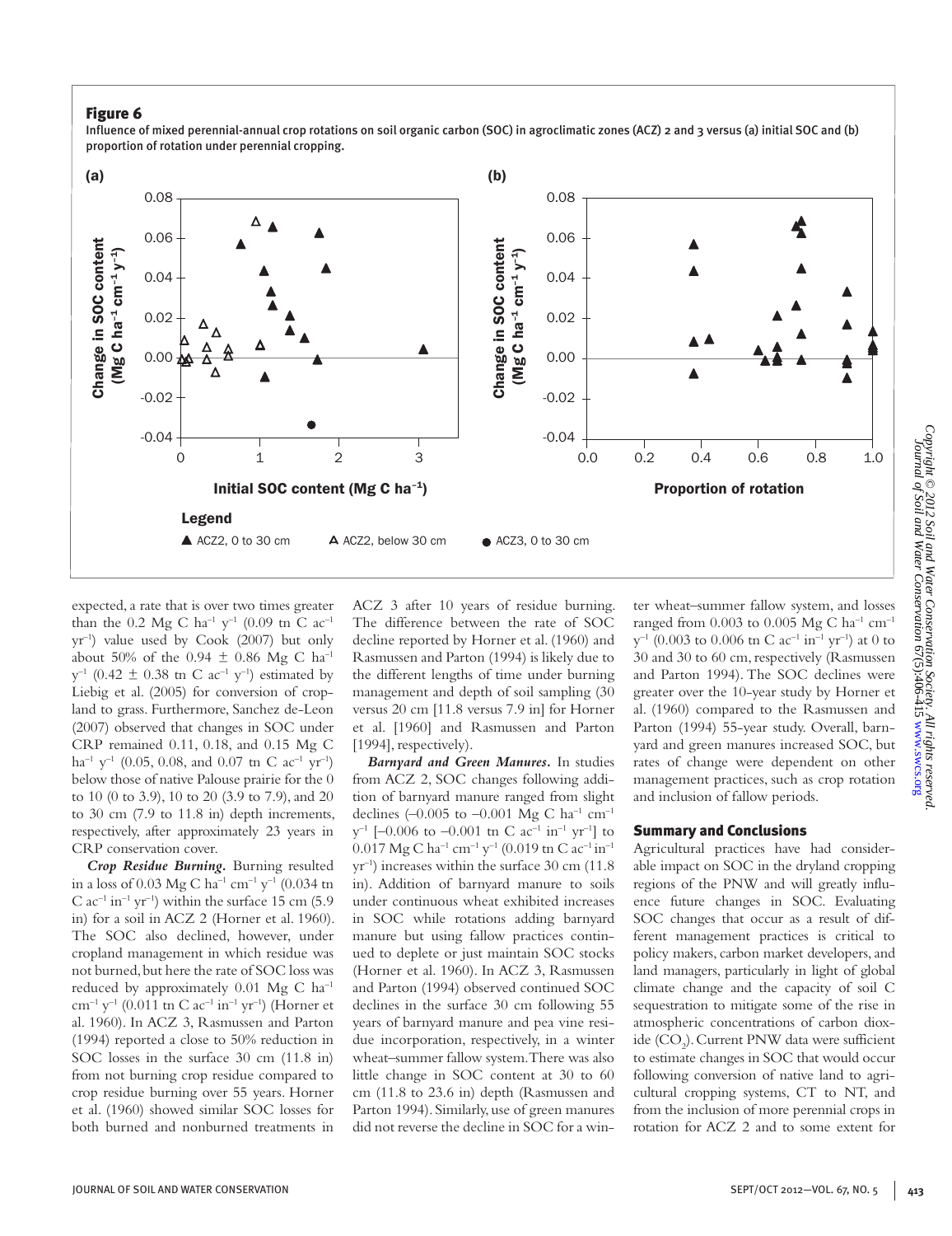### Figure 6

Influence of mixed perennial-annual crop rotations on soil organic carbon (SOC) in agroclimatic zones (ACZ) 2 and 3 versus (a) initial SOC and (b) proportion of rotation under perennial cropping.

expected, a rate that is over two times greater than the 0.2 Mg C ha$^{-1}$ y$^{-1}$ (0.09 tn C ac$^{-1}$ yr$^{-1}$) value used by Cook (2007) but only about 50% of the 0.94 ± 0.86 Mg C ha$^{-1}$ y$^{-1}$ (0.42 ± 0.38 tn C ac$^{-1}$ y$^{-1}$) estimated by Liebig et al. (2005) for conversion of cropland to grass. Furthermore, Sanchez de-Leon (2007) observed that changes in SOC under CRP remained 0.11, 0.18, and 0.15 Mg C ha$^{-1}$ y$^{-1}$ (0.05, 0.08, and 0.07 tn C ac$^{-1}$ yr$^{-1}$) below those of native Palouse prairie for the 0 to 10 (0 to 3.9), 10 to 20 (3.9 to 7.9), and 20 to 30 cm (7.9 to 11.8 in) depth increments, respectively, after approximately 23 years in CRP conservation cover.

***Crop Residue Burning.*** Burning resulted in a loss of 0.03 Mg C ha$^{-1}$ cm$^{-1}$ y$^{-1}$ (0.034 tn C ac$^{-1}$ in$^{-1}$ yr$^{-1}$) within the surface 15 cm (5.9 in) for a soil in ACZ 2 (Horner et al. 1960). The SOC also declined, however, under cropland management in which residue was not burned, but here the rate of SOC loss was reduced by approximately 0.01 Mg C ha$^{-1}$ cm$^{-1}$ y$^{-1}$ (0.011 tn C ac$^{-1}$ in$^{-1}$ yr$^{-1}$) (Horner et al. 1960). In ACZ 3, Rasmussen and Parton (1994) reported a close to 50% reduction in SOC losses in the surface 30 cm (11.8 in) from not burning crop residue compared to crop residue burning over 55 years. Horner et al. (1960) showed similar SOC losses for both burned and nonburned treatments in ACZ 3 after 10 years of residue burning. The difference between the rate of SOC decline reported by Horner et al. (1960) and Rasmussen and Parton (1994) is likely due to the different lengths of time under burning management and depth of soil sampling (30 versus 20 cm [11.8 versus 7.9 in] for Horner et al. [1960] and Rasmussen and Parton [1994], respectively).

***Barnyard and Green Manures.*** In studies from ACZ 2, SOC changes following addition of barnyard manure ranged from slight declines (–0.005 to –0.001 Mg C ha$^{-1}$ cm$^{-1}$ y$^{-1}$ [–0.006 to –0.001 tn C ac$^{-1}$ in$^{-1}$ yr$^{-1}$] to 0.017 Mg C ha$^{-1}$ cm$^{-1}$ y$^{-1}$ (0.019 tn C ac$^{-1}$ in$^{-1}$ yr$^{-1}$) increases within the surface 30 cm (11.8 in). Addition of barnyard manure to soils under continuous wheat exhibited increases in SOC while rotations adding barnyard manure but using fallow practices continued to deplete or just maintain SOC stocks (Horner et al. 1960). In ACZ 3, Rasmussen and Parton (1994) observed continued SOC declines in the surface 30 cm following 55 years of barnyard manure and pea vine residue incorporation, respectively, in a winter wheat–summer fallow system. There was also little change in SOC content at 30 to 60 cm (11.8 to 23.6 in) depth (Rasmussen and Parton 1994). Similarly, use of green manures did not reverse the decline in SOC for a winter wheat–summer fallow system, and losses ranged from 0.003 to 0.005 Mg C ha$^{-1}$ cm$^{-1}$ y$^{-1}$ (0.003 to 0.006 tn C ac$^{-1}$ in$^{-1}$ yr$^{-1}$) at 0 to 30 and 30 to 60 cm, respectively (Rasmussen and Parton 1994). The SOC declines were greater over the 10-year study by Horner et al. (1960) compared to the Rasmussen and Parton (1994) 55-year study. Overall, barnyard and green manures increased SOC, but rates of change were dependent on other management practices, such as crop rotation and inclusion of fallow periods.

## Summary and Conclusions

Agricultural practices have had considerable impact on SOC in the dryland cropping regions of the PNW and will greatly influence future changes in SOC. Evaluating SOC changes that occur as a result of different management practices is critical to policy makers, carbon market developers, and land managers, particularly in light of global climate change and the capacity of soil C sequestration to mitigate some of the rise in atmospheric concentrations of carbon dioxide ($CO_2$). Current PNW data were sufficient to estimate changes in SOC that would occur following conversion of native land to agricultural cropping systems, CT to NT, and from the inclusion of more perennial crops in rotation for ACZ 2 and to some extent for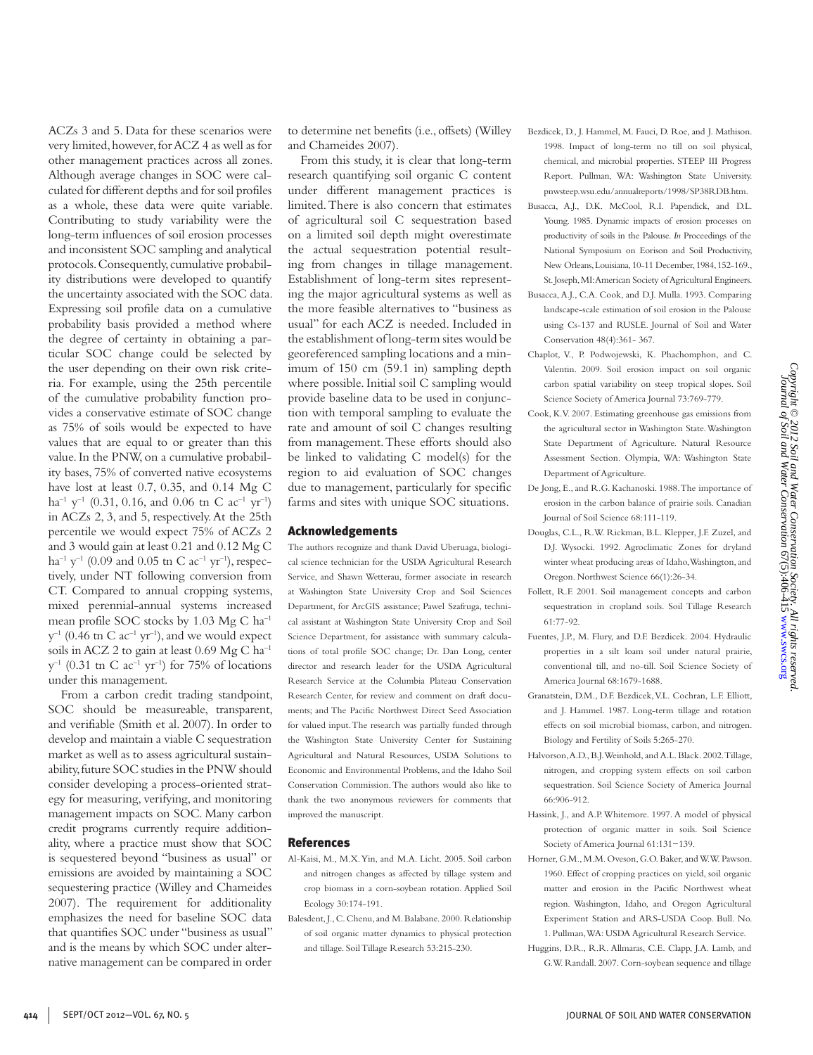ACZs 3 and 5. Data for these scenarios were very limited, however, for ACZ 4 as well as for other management practices across all zones. Although average changes in SOC were calculated for different depths and for soil profiles as a whole, these data were quite variable. Contributing to study variability were the long-term influences of soil erosion processes and inconsistent SOC sampling and analytical protocols. Consequently, cumulative probability distributions were developed to quantify the uncertainty associated with the SOC data. Expressing soil profile data on a cumulative probability basis provided a method where the degree of certainty in obtaining a particular SOC change could be selected by the user depending on their own risk criteria. For example, using the 25th percentile of the cumulative probability function provides a conservative estimate of SOC change as 75% of soils would be expected to have values that are equal to or greater than this value. In the PNW, on a cumulative probability bases, 75% of converted native ecosystems have lost at least 0.7, 0.35, and 0.14 Mg C ha$^{-1}$ y$^{-1}$ (0.31, 0.16, and 0.06 tn C ac$^{-1}$ yr$^{-1}$) in ACZs 2, 3, and 5, respectively. At the 25th percentile we would expect 75% of ACZs 2 and 3 would gain at least 0.21 and 0.12 Mg C ha$^{-1}$ y$^{-1}$ (0.09 and 0.05 tn C ac$^{-1}$ yr$^{-1}$), respectively, under NT following conversion from CT. Compared to annual cropping systems, mixed perennial-annual systems increased mean profile SOC stocks by 1.03 Mg C ha$^{-1}$ y$^{-1}$ (0.46 tn C ac$^{-1}$ yr$^{-1}$), and we would expect soils in ACZ 2 to gain at least 0.69 Mg C ha$^{-1}$ y$^{-1}$ (0.31 tn C ac$^{-1}$ yr$^{-1}$) for 75% of locations under this management.

From a carbon credit trading standpoint, SOC should be measureable, transparent, and verifiable (Smith et al. 2007). In order to develop and maintain a viable C sequestration market as well as to assess agricultural sustainability, future SOC studies in the PNW should consider developing a process-oriented strategy for measuring, verifying, and monitoring management impacts on SOC. Many carbon credit programs currently require additionality, where a practice must show that SOC is sequestered beyond "business as usual" or emissions are avoided by maintaining a SOC sequestering practice (Willey and Chameides 2007). The requirement for additionality emphasizes the need for baseline SOC data that quantifies SOC under "business as usual" and is the means by which SOC under alternative management can be compared in order to determine net benefits (i.e., offsets) (Willey and Chameides 2007).

From this study, it is clear that long-term research quantifying soil organic C content under different management practices is limited. There is also concern that estimates of agricultural soil C sequestration based on a limited soil depth might overestimate the actual sequestration potential resulting from changes in tillage management. Establishment of long-term sites representing the major agricultural systems as well as the more feasible alternatives to "business as usual" for each ACZ is needed. Included in the establishment of long-term sites would be georeferenced sampling locations and a minimum of 150 cm (59.1 in) sampling depth where possible. Initial soil C sampling would provide baseline data to be used in conjunction with temporal sampling to evaluate the rate and amount of soil C changes resulting from management. These efforts should also be linked to validating C model(s) for the region to aid evaluation of SOC changes due to management, particularly for specific farms and sites with unique SOC situations.

## Acknowledgements

The authors recognize and thank David Uberuaga, biological science technician for the USDA Agricultural Research Service, and Shawn Wetterau, former associate in research at Washington State University Crop and Soil Sciences Department, for ArcGIS assistance; Pawel Szafruga, technical assistant at Washington State University Crop and Soil Science Department, for assistance with summary calculations of total profile SOC change; Dr. Dan Long, center director and research leader for the USDA Agricultural Research Service at the Columbia Plateau Conservation Research Center, for review and comment on draft documents; and The Pacific Northwest Direct Seed Association for valued input. The research was partially funded through the Washington State University Center for Sustaining Agricultural and Natural Resources, USDA Solutions to Economic and Environmental Problems, and the Idaho Soil Conservation Commission. The authors would also like to thank the two anonymous reviewers for comments that improved the manuscript.

## References

Al-Kaisi, M., M.X. Yin, and M.A. Licht. 2005. Soil carbon and nitrogen changes as affected by tillage system and crop biomass in a corn-soybean rotation. Applied Soil Ecology 30:174-191.

Balesdent, J., C. Chenu, and M. Balabane. 2000. Relationship of soil organic matter dynamics to physical protection and tillage. Soil Tillage Research 53:215-230.

Bezdicek, D., J. Hammel, M. Fauci, D. Roe, and J. Mathison. 1998. Impact of long-term no till on soil physical, chemical, and microbial properties. STEEP III Progress Report. Pullman, WA: Washington State University. pnwsteep.wsu.edu/annualreports/1998/SP38RDB.htm.

Busacca, A.J., D.K. McCool, R.I. Papendick, and D.L. Young. 1985. Dynamic impacts of erosion processes on productivity of soils in the Palouse. *In* Proceedings of the National Symposium on Eorison and Soil Productivity, New Orleans, Louisiana, 10-11 December, 1984, 152-169., St. Joseph, MI: American Society of Agricultural Engineers.

Busacca, A.J., C.A. Cook, and D.J. Mulla. 1993. Comparing landscape-scale estimation of soil erosion in the Palouse using Cs-137 and RUSLE. Journal of Soil and Water Conservation 48(4):361- 367.

Chaplot, V., P. Podwojewski, K. Phachomphon, and C. Valentin. 2009. Soil erosion impact on soil organic carbon spatial variability on steep tropical slopes. Soil Science Society of America Journal 73:769-779.

Cook, K.V. 2007. Estimating greenhouse gas emissions from the agricultural sector in Washington State. Washington State Department of Agriculture. Natural Resource Assessment Section. Olympia, WA: Washington State Department of Agriculture.

De Jong, E., and R.G. Kachanoski. 1988. The importance of erosion in the carbon balance of prairie soils. Canadian Journal of Soil Science 68:111-119.

Douglas, C.L., R.W. Rickman, B.L. Klepper, J.F. Zuzel, and D.J. Wysocki. 1992. Agroclimatic Zones for dryland winter wheat producing areas of Idaho, Washington, and Oregon. Northwest Science 66(1):26-34.

Follett, R.F. 2001. Soil management concepts and carbon sequestration in cropland soils. Soil Tillage Research 61:77-92.

Fuentes, J.P., M. Flury, and D.F. Bezdicek. 2004. Hydraulic properties in a silt loam soil under natural prairie, conventional till, and no-till. Soil Science Society of America Journal 68:1679-1688.

Granatstein, D.M., D.F. Bezdicek, V.L. Cochran, L.F. Elliott, and J. Hammel. 1987. Long-term tillage and rotation effects on soil microbial biomass, carbon, and nitrogen. Biology and Fertility of Soils 5:265-270.

Halvorson, A.D., B.J. Weinhold, and A.L. Black. 2002. Tillage, nitrogen, and cropping system effects on soil carbon sequestration. Soil Science Society of America Journal 66:906-912.

Hassink, J., and A.P. Whitemore. 1997. A model of physical protection of organic matter in soils. Soil Science Society of America Journal 61:131−139.

Horner, G.M., M.M. Oveson, G.O. Baker, and W.W. Pawson. 1960. Effect of cropping practices on yield, soil organic matter and erosion in the Pacific Northwest wheat region. Washington, Idaho, and Oregon Agricultural Experiment Station and ARS-USDA Coop. Bull. No. 1. Pullman, WA: USDA Agricultural Research Service.

Huggins, D.R., R.R. Allmaras, C.E. Clapp, J.A. Lamb, and G.W. Randall. 2007. Corn-soybean sequence and tillage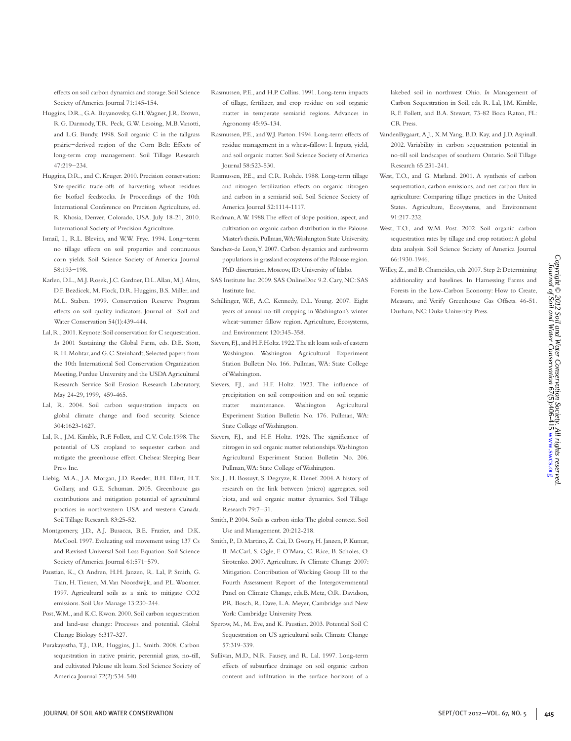effects on soil carbon dynamics and storage. Soil Science Society of America Journal 71:145-154.

Huggins, D.R., G.A. Buyanovsky, G.H. Wagner, J.R. Brown, R.G. Darmody, T.R. Peck, G.W. Lesoing, M.B. Vanotti, and L.G. Bundy. 1998. Soil organic C in the tallgrass prairie−derived region of the Corn Belt: Effects of long-term crop management. Soil Tillage Research 47:219−234.

Huggins, D.R., and C. Kruger. 2010. Precision conservation: Site-specific trade-offs of harvesting wheat residues for biofuel feedstocks. *In* Proceedings of the 10th International Conference on Precision Agriculture, ed. R. Khosia, Denver, Colorado, USA. July 18-21, 2010. International Society of Precision Agriculture.

Ismail, I., R.L. Blevins, and W.W. Frye. 1994. Long−term no tillage effects on soil properties and continuous corn yields. Soil Science Society of America Journal 58:193−198.

Karlen, D.L., M.J. Rosek, J.C. Gardner, D.L. Allan, M.J. Alms, D.F. Bezdicek, M. Flock, D.R. Huggins, B.S. Miller, and M.L. Staben. 1999. Conservation Reserve Program effects on soil quality indicators. Journal of Soil and Water Conservation 54(1):439-444.

Lal, R., 2001. Keynote: Soil conservation for C sequestration. *In* 2001 Sustaining the Global Farm, eds. D.E. Stott, R.H. Mohtar, and G. C. Steinhardt, Selected papers from the 10th International Soil Conservation Organization Meeting, Purdue University and the USDA Agricultural Research Service Soil Erosion Research Laboratory, May 24-29, 1999, 459-465.

Lal, R. 2004. Soil carbon sequestration impacts on global climate change and food security. Science 304:1623-1627.

Lal, R., J.M. Kimble, R.F. Follett, and C.V. Cole.1998. The potential of US cropland to sequester carbon and mitigate the greenhouse effect. Chelsea: Sleeping Bear Press Inc.

Liebig, M.A., J.A. Morgan, J.D. Reeder, B.H. Ellert, H.T. Gollany, and G.E. Schuman. 2005. Greenhouse gas contributions and mitigation potential of agricultural practices in northwestern USA and western Canada. Soil Tillage Research 83:25-52.

Montgomery, J.D., A.J. Busacca, B.E. Frazier, and D.K. McCool. 1997. Evaluating soil movement using 137 Cs and Revised Universal Soil Loss Equation. Soil Science Society of America Journal 61:571−579.

Paustian, K., O. Andren, H.H. Janzen, R. Lal, P. Smith, G. Tian, H. Tiessen, M. Van Noordwijk, and P.L. Woomer. 1997. Agricultural soils as a sink to mitigate CO2 emissions. Soil Use Manage 13:230-244.

Post, W.M., and K.C. Kwon. 2000. Soil carbon sequestration and land-use change: Processes and potential. Global Change Biology 6:317-327.

Purakayastha, T.J., D.R. Huggins, J.L. Smith. 2008. Carbon sequestration in native prairie, perennial grass, no-till, and cultivated Palouse silt loam. Soil Science Society of America Journal 72(2):534-540.

Rasmussen, P.E., and H.P. Collins. 1991. Long-term impacts of tillage, fertilizer, and crop residue on soil organic matter in temperate semiarid regions. Advances in Agronomy 45:93-134.

Rasmussen, P.E., and W.J. Parton. 1994. Long-term effects of residue management in a wheat-fallow: I. Inputs, yield, and soil organic matter. Soil Science Society of America Journal 58:523-530.

Rasmussen, P.E., and C.R. Rohde. 1988. Long-term tillage and nitrogen fertilization effects on organic nitrogen and carbon in a semiarid soil. Soil Science Society of America Journal 52:1114-1117.

Rodman, A.W. 1988. The effect of slope position, aspect, and cultivation on organic carbon distribution in the Palouse. Master's thesis. Pullman, WA: Washington State University.

Sanchez-de Leon, Y. 2007. Carbon dynamics and earthworm populations in grassland ecosystems of the Palouse region. PhD dissertation. Moscow, ID: University of Idaho.

SAS Institute Inc. 2009. SAS OnlineDoc 9.2. Cary, NC: SAS Institute Inc.

Schillinger, W.F., A.C. Kennedy, D.L. Young. 2007. Eight years of annual no-till cropping in Washington's winter wheat–summer fallow region. Agriculture, Ecosystems, and Environment 120:345-358.

Sievers, F.J., and H.F. Holtz. 1922. The silt loam soils of eastern Washington. Washington Agricultural Experiment Station Bulletin No. 166. Pullman, WA: State College of Washington.

Sievers, F.J., and H.F. Holtz. 1923. The influence of precipitation on soil composition and on soil organic matter maintenance. Washington Agricultural Experiment Station Bulletin No. 176. Pullman, WA: State College of Washington.

Sievers, F.J., and H.F. Holtz. 1926. The significance of nitrogen in soil organic matter relationships. Washington Agricultural Experiment Station Bulletin No. 206. Pullman, WA: State College of Washington.

Six, J., H. Bossuyt, S. Degryze, K. Denef. 2004. A history of research on the link between (micro) aggregates, soil biota, and soil organic matter dynamics. Soil Tillage Research 79:7−31.

Smith, P. 2004. Soils as carbon sinks: The global context. Soil Use and Management. 20:212-218.

Smith, P., D. Martino, Z. Cai, D. Gwary, H. Janzen, P. Kumar, B. McCarl, S. Ogle, F. O'Mara, C. Rice, B. Scholes, O. Sirotenko. 2007. Agriculture. *In* Climate Change 2007: Mitigation. Contribution of Working Group III to the Fourth Assessment Report of the Intergovernmental Panel on Climate Change, eds.B. Metz, O.R. Davidson, P.R. Bosch, R. Dave, L.A. Meyer, Cambridge and New York: Cambridge University Press.

Sperow, M., M. Eve, and K. Paustian. 2003. Potential Soil C Sequestration on US agricultural soils. Climate Change 57:319-339.

Sullivan, M.D., N.R. Fausey, and R. Lal. 1997. Long-term effects of subsurface drainage on soil organic carbon content and infiltration in the surface horizons of a lakebed soil in northwest Ohio. *In* Management of Carbon Sequestration in Soil, eds. R. Lal, J.M. Kimble, R.F. Follett, and B.A. Stewart, 73-82 Boca Raton, FL: CR Press.

VandenBygaart, A.J., X.M Yang, B.D. Kay, and J.D. Aspinall. 2002. Variability in carbon sequestration potential in no-till soil landscapes of southern Ontario. Soil Tillage Research 65:231-241.

West, T.O., and G. Marland. 2001. A synthesis of carbon sequestration, carbon emissions, and net carbon flux in agriculture: Comparing tillage practices in the United States. Agriculture, Ecosystems, and Environment 91:217-232.

West, T.O., and W.M. Post. 2002. Soil organic carbon sequestration rates by tillage and crop rotation: A global data analysis. Soil Science Society of America Journal 66:1930-1946.

Willey, Z., and B. Chameides, eds. 2007. Step 2: Determining additionality and baselines. In Harnessing Farms and Forests in the Low-Carbon Economy: How to Create, Measure, and Verify Greenhouse Gas Offsets. 46-51. Durham, NC: Duke University Press.